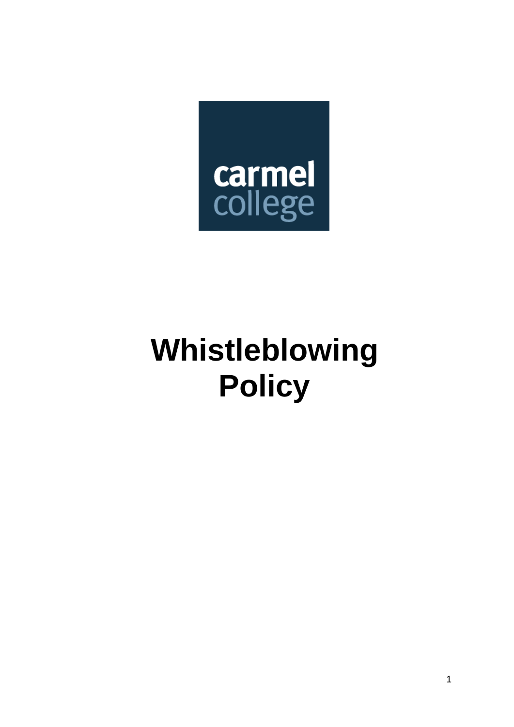carmel college

# Whistleblowing Policy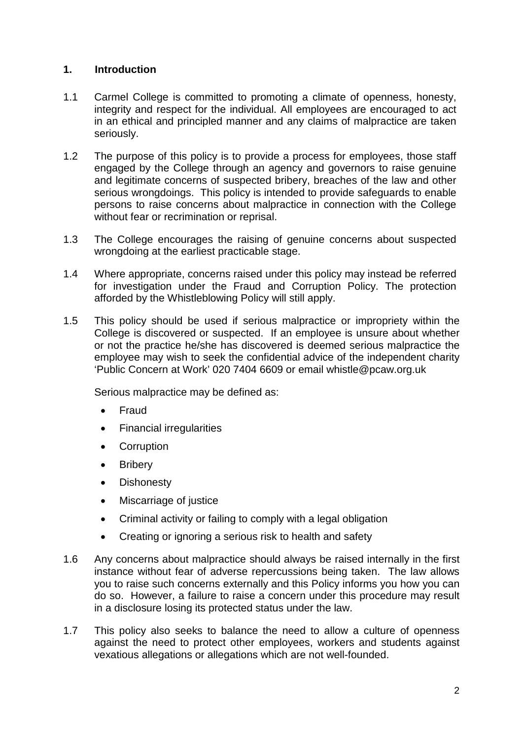## 1. Introduction

1.1 Carmel College is committed to promoting a climate of openness, honesty, integrity and respect for the individual. All employees are encouraged to act in an ethical and principled manner and any claims of malpractice are taken seriously.

1.2 The purpose of this policy is to provide a process for employees, those staff engaged by the College through an agency and governors to raise genuine and legitimate concerns of suspected bribery, breaches of the law and other serious wrongdoings. This policy is intended to provide safeguards to enable persons to raise concerns about malpractice in connection with the College without fear or recrimination or reprisal.

1.3 The College encourages the raising of genuine concerns about suspected wrongdoing at the earliest practicable stage.

1.4 Where appropriate, concerns raised under this policy may instead be referred for investigation under the Fraud and Corruption Policy. The protection afforded by the Whistleblowing Policy will still apply.

1.5 This policy should be used if serious malpractice or impropriety within the College is discovered or suspected. If an employee is unsure about whether or not the practice he/she has discovered is deemed serious malpractice the employee may wish to seek the confidential advice of the independent charity 'Public Concern at Work' 020 7404 6609 or email whistle@pcaw.org.uk

Serious malpractice may be defined as:

- Fraud
- Financial irregularities
- Corruption
- Bribery
- Dishonesty
- Miscarriage of justice
- Criminal activity or failing to comply with a legal obligation
- Creating or ignoring a serious risk to health and safety

1.6 Any concerns about malpractice should always be raised internally in the first instance without fear of adverse repercussions being taken. The law allows you to raise such concerns externally and this Policy informs you how you can do so. However, a failure to raise a concern under this procedure may result in a disclosure losing its protected status under the law.

1.7 This policy also seeks to balance the need to allow a culture of openness against the need to protect other employees, workers and students against vexatious allegations or allegations which are not well-founded.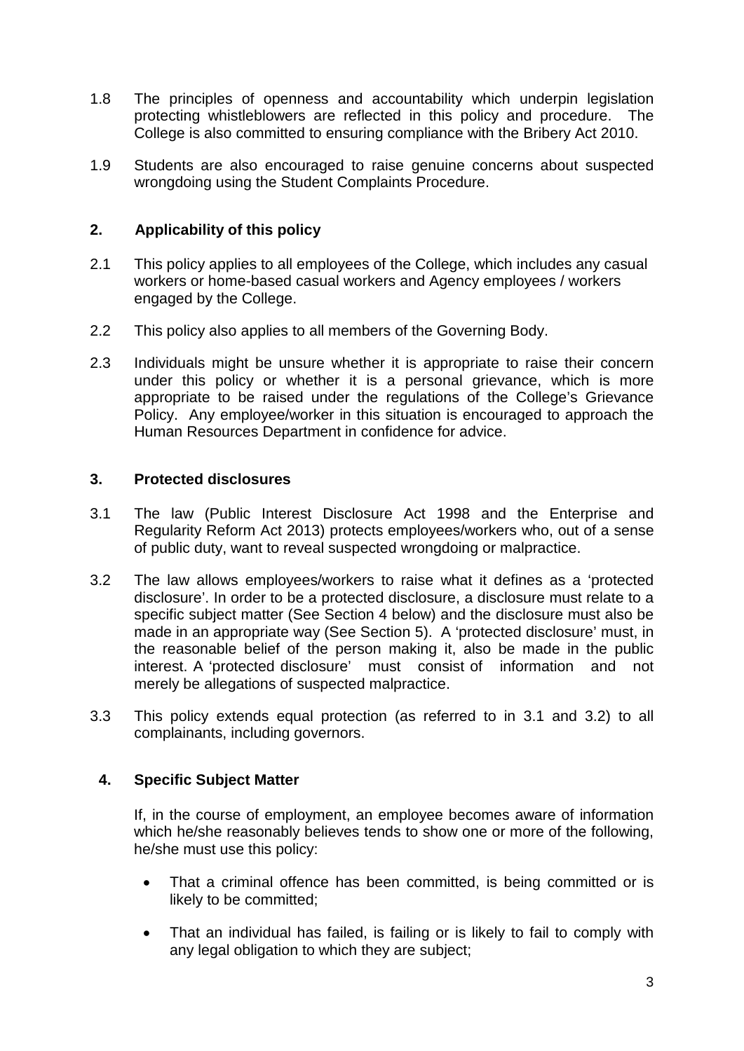1.8 The principles of openness and accountability which underpin legislation protecting whistleblowers are reflected in this policy and procedure. The College is also committed to ensuring compliance with the Bribery Act 2010.

1.9 Students are also encouraged to raise genuine concerns about suspected wrongdoing using the Student Complaints Procedure.

## 2. Applicability of this policy

2.1 This policy applies to all employees of the College, which includes any casual workers or home-based casual workers and Agency employees / workers engaged by the College.

2.2 This policy also applies to all members of the Governing Body.

2.3 Individuals might be unsure whether it is appropriate to raise their concern under this policy or whether it is a personal grievance, which is more appropriate to be raised under the regulations of the College's Grievance Policy. Any employee/worker in this situation is encouraged to approach the Human Resources Department in confidence for advice.

## 3. Protected disclosures

3.1 The law (Public Interest Disclosure Act 1998 and the Enterprise and Regularity Reform Act 2013) protects employees/workers who, out of a sense of public duty, want to reveal suspected wrongdoing or malpractice.

3.2 The law allows employees/workers to raise what it defines as a 'protected disclosure'. In order to be a protected disclosure, a disclosure must relate to a specific subject matter (See Section 4 below) and the disclosure must also be made in an appropriate way (See Section 5). A 'protected disclosure' must, in the reasonable belief of the person making it, also be made in the public interest. A 'protected disclosure' must consist of information and not merely be allegations of suspected malpractice.

3.3 This policy extends equal protection (as referred to in 3.1 and 3.2) to all complainants, including governors.

## 4. Specific Subject Matter

If, in the course of employment, an employee becomes aware of information which he/she reasonably believes tends to show one or more of the following, he/she must use this policy:

- That a criminal offence has been committed, is being committed or is likely to be committed;
- That an individual has failed, is failing or is likely to fail to comply with any legal obligation to which they are subject;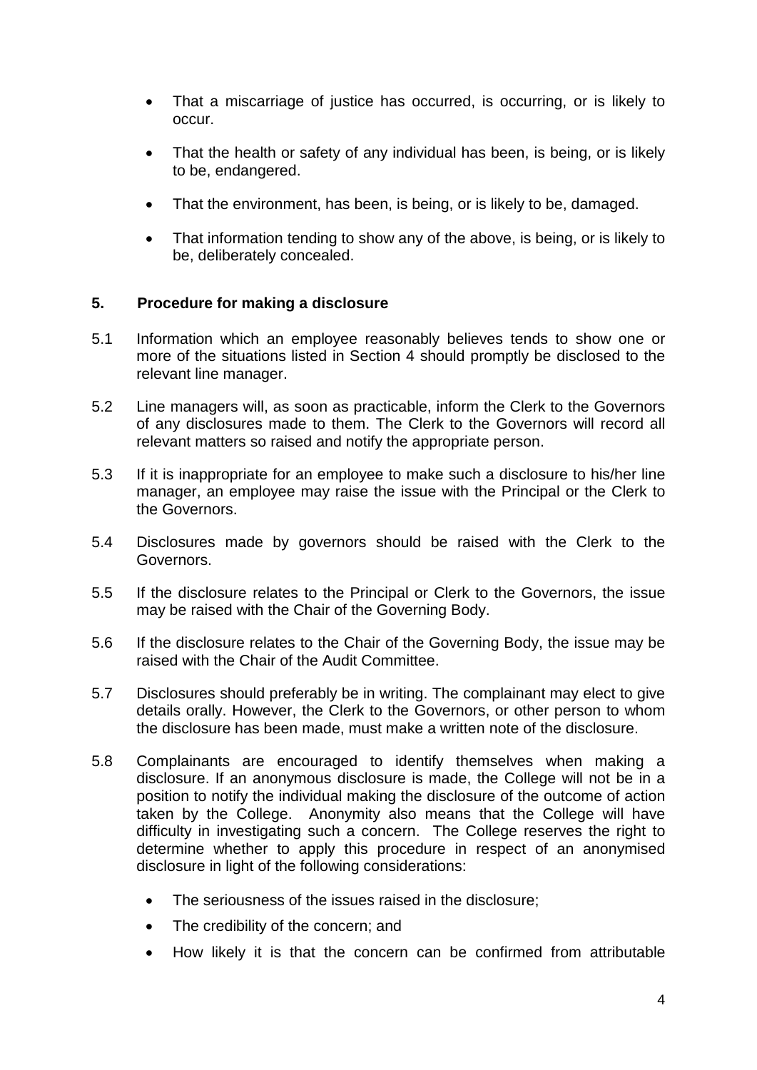- That a miscarriage of justice has occurred, is occurring, or is likely to occur.
- That the health or safety of any individual has been, is being, or is likely to be, endangered.
- That the environment, has been, is being, or is likely to be, damaged.
- That information tending to show any of the above, is being, or is likely to be, deliberately concealed.

## 5. Procedure for making a disclosure

5.1 Information which an employee reasonably believes tends to show one or more of the situations listed in Section 4 should promptly be disclosed to the relevant line manager.

5.2 Line managers will, as soon as practicable, inform the Clerk to the Governors of any disclosures made to them. The Clerk to the Governors will record all relevant matters so raised and notify the appropriate person.

5.3 If it is inappropriate for an employee to make such a disclosure to his/her line manager, an employee may raise the issue with the Principal or the Clerk to the Governors.

5.4 Disclosures made by governors should be raised with the Clerk to the Governors.

5.5 If the disclosure relates to the Principal or Clerk to the Governors, the issue may be raised with the Chair of the Governing Body.

5.6 If the disclosure relates to the Chair of the Governing Body, the issue may be raised with the Chair of the Audit Committee.

5.7 Disclosures should preferably be in writing. The complainant may elect to give details orally. However, the Clerk to the Governors, or other person to whom the disclosure has been made, must make a written note of the disclosure.

5.8 Complainants are encouraged to identify themselves when making a disclosure. If an anonymous disclosure is made, the College will not be in a position to notify the individual making the disclosure of the outcome of action taken by the College. Anonymity also means that the College will have difficulty in investigating such a concern. The College reserves the right to determine whether to apply this procedure in respect of an anonymised disclosure in light of the following considerations:

- The seriousness of the issues raised in the disclosure;
- The credibility of the concern; and
- How likely it is that the concern can be confirmed from attributable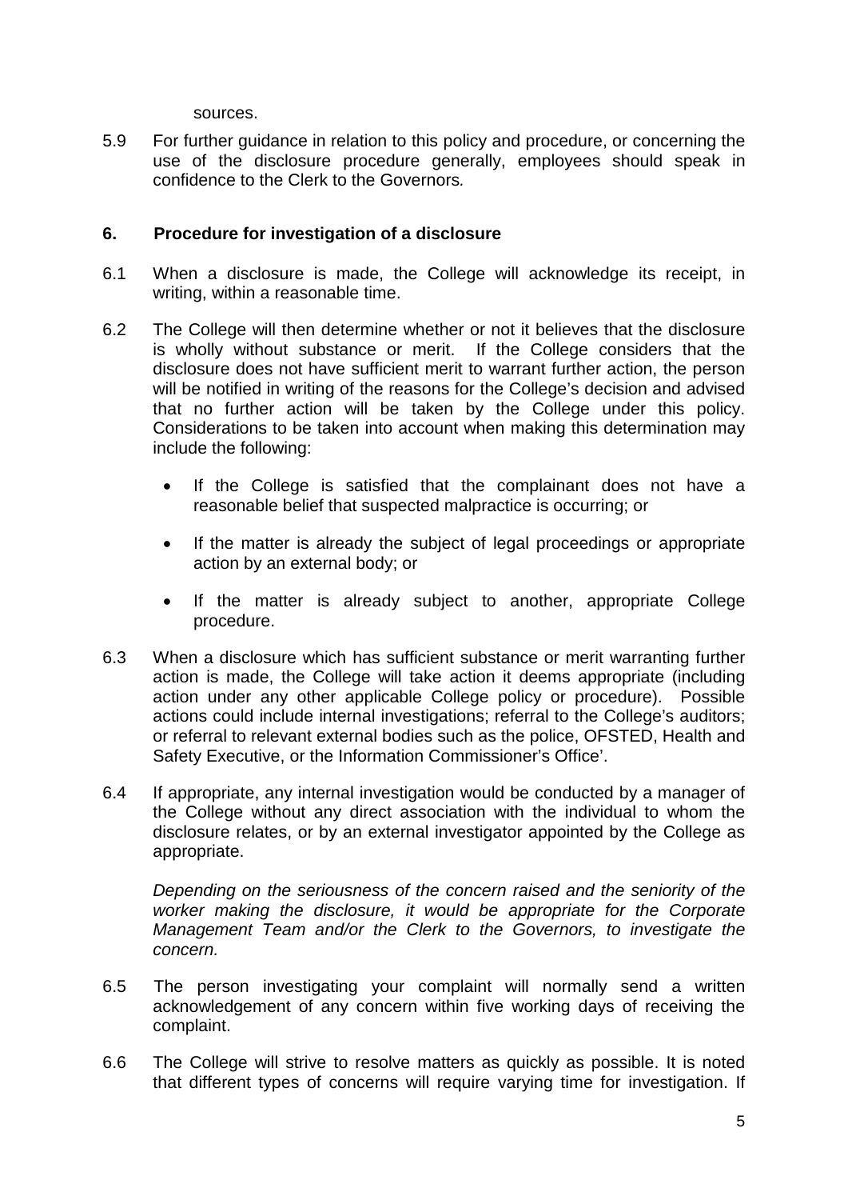sources.

5.9 For further guidance in relation to this policy and procedure, or concerning the use of the disclosure procedure generally, employees should speak in confidence to the Clerk to the Governors*.*

## 6. Procedure for investigation of a disclosure

6.1 When a disclosure is made, the College will acknowledge its receipt, in writing, within a reasonable time.

6.2 The College will then determine whether or not it believes that the disclosure is wholly without substance or merit. If the College considers that the disclosure does not have sufficient merit to warrant further action, the person will be notified in writing of the reasons for the College's decision and advised that no further action will be taken by the College under this policy. Considerations to be taken into account when making this determination may include the following:

- If the College is satisfied that the complainant does not have a reasonable belief that suspected malpractice is occurring; or
- If the matter is already the subject of legal proceedings or appropriate action by an external body; or
- If the matter is already subject to another, appropriate College procedure.

6.3 When a disclosure which has sufficient substance or merit warranting further action is made, the College will take action it deems appropriate (including action under any other applicable College policy or procedure). Possible actions could include internal investigations; referral to the College's auditors; or referral to relevant external bodies such as the police, OFSTED, Health and Safety Executive, or the Information Commissioner's Office'.

6.4 If appropriate, any internal investigation would be conducted by a manager of the College without any direct association with the individual to whom the disclosure relates, or by an external investigator appointed by the College as appropriate.

*Depending on the seriousness of the concern raised and the seniority of the worker making the disclosure, it would be appropriate for the Corporate Management Team and/or the Clerk to the Governors, to investigate the concern.*

6.5 The person investigating your complaint will normally send a written acknowledgement of any concern within five working days of receiving the complaint.

6.6 The College will strive to resolve matters as quickly as possible. It is noted that different types of concerns will require varying time for investigation. If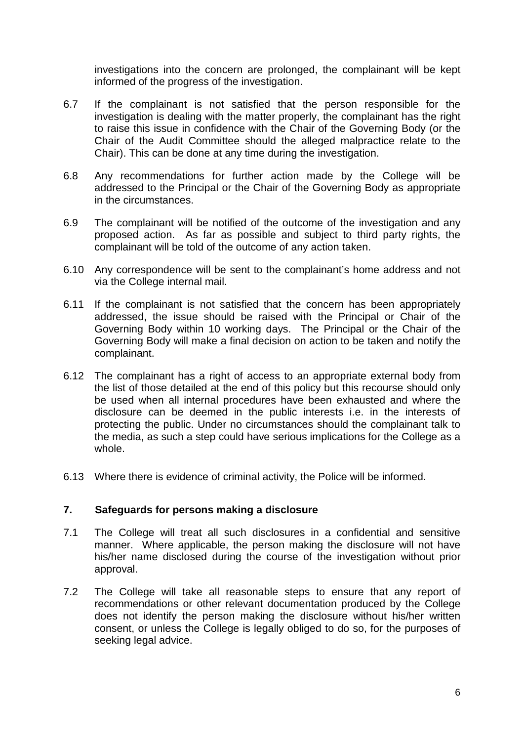investigations into the concern are prolonged, the complainant will be kept informed of the progress of the investigation.

6.7 If the complainant is not satisfied that the person responsible for the investigation is dealing with the matter properly, the complainant has the right to raise this issue in confidence with the Chair of the Governing Body (or the Chair of the Audit Committee should the alleged malpractice relate to the Chair). This can be done at any time during the investigation.

6.8 Any recommendations for further action made by the College will be addressed to the Principal or the Chair of the Governing Body as appropriate in the circumstances.

6.9 The complainant will be notified of the outcome of the investigation and any proposed action. As far as possible and subject to third party rights, the complainant will be told of the outcome of any action taken.

6.10 Any correspondence will be sent to the complainant's home address and not via the College internal mail.

6.11 If the complainant is not satisfied that the concern has been appropriately addressed, the issue should be raised with the Principal or Chair of the Governing Body within 10 working days. The Principal or the Chair of the Governing Body will make a final decision on action to be taken and notify the complainant.

6.12 The complainant has a right of access to an appropriate external body from the list of those detailed at the end of this policy but this recourse should only be used when all internal procedures have been exhausted and where the disclosure can be deemed in the public interests i.e. in the interests of protecting the public. Under no circumstances should the complainant talk to the media, as such a step could have serious implications for the College as a whole.

6.13 Where there is evidence of criminal activity, the Police will be informed.

## 7. Safeguards for persons making a disclosure

7.1 The College will treat all such disclosures in a confidential and sensitive manner. Where applicable, the person making the disclosure will not have his/her name disclosed during the course of the investigation without prior approval.

7.2 The College will take all reasonable steps to ensure that any report of recommendations or other relevant documentation produced by the College does not identify the person making the disclosure without his/her written consent, or unless the College is legally obliged to do so, for the purposes of seeking legal advice.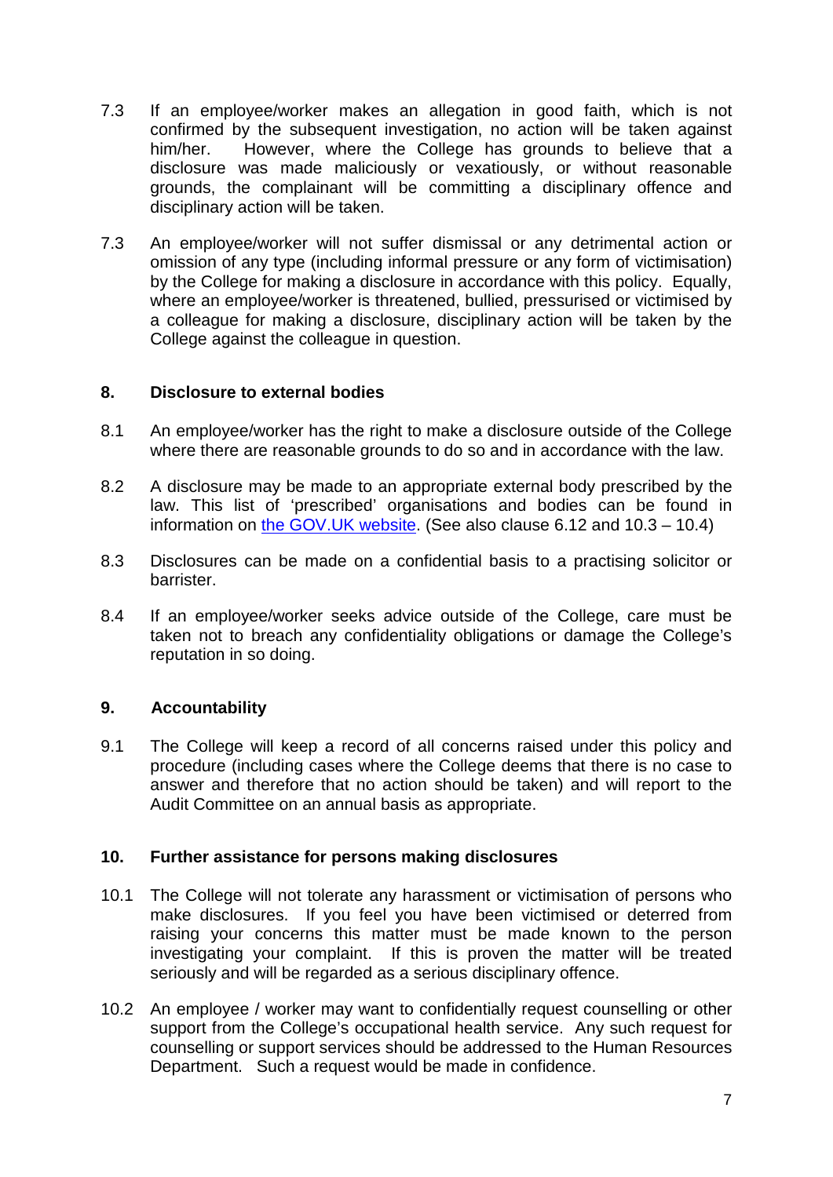7.3 If an employee/worker makes an allegation in good faith, which is not confirmed by the subsequent investigation, no action will be taken against him/her. However, where the College has grounds to believe that a disclosure was made maliciously or vexatiously, or without reasonable grounds, the complainant will be committing a disciplinary offence and disciplinary action will be taken.

7.3 An employee/worker will not suffer dismissal or any detrimental action or omission of any type (including informal pressure or any form of victimisation) by the College for making a disclosure in accordance with this policy. Equally, where an employee/worker is threatened, bullied, pressurised or victimised by a colleague for making a disclosure, disciplinary action will be taken by the College against the colleague in question.

## 8. Disclosure to external bodies

8.1 An employee/worker has the right to make a disclosure outside of the College where there are reasonable grounds to do so and in accordance with the law.

8.2 A disclosure may be made to an appropriate external body prescribed by the law. This list of 'prescribed' organisations and bodies can be found in information on the GOV.UK website. (See also clause 6.12 and 10.3 – 10.4)

8.3 Disclosures can be made on a confidential basis to a practising solicitor or barrister.

8.4 If an employee/worker seeks advice outside of the College, care must be taken not to breach any confidentiality obligations or damage the College's reputation in so doing.

## 9. Accountability

9.1 The College will keep a record of all concerns raised under this policy and procedure (including cases where the College deems that there is no case to answer and therefore that no action should be taken) and will report to the Audit Committee on an annual basis as appropriate.

## 10. Further assistance for persons making disclosures

10.1 The College will not tolerate any harassment or victimisation of persons who make disclosures. If you feel you have been victimised or deterred from raising your concerns this matter must be made known to the person investigating your complaint. If this is proven the matter will be treated seriously and will be regarded as a serious disciplinary offence.

10.2 An employee / worker may want to confidentially request counselling or other support from the College's occupational health service. Any such request for counselling or support services should be addressed to the Human Resources Department. Such a request would be made in confidence.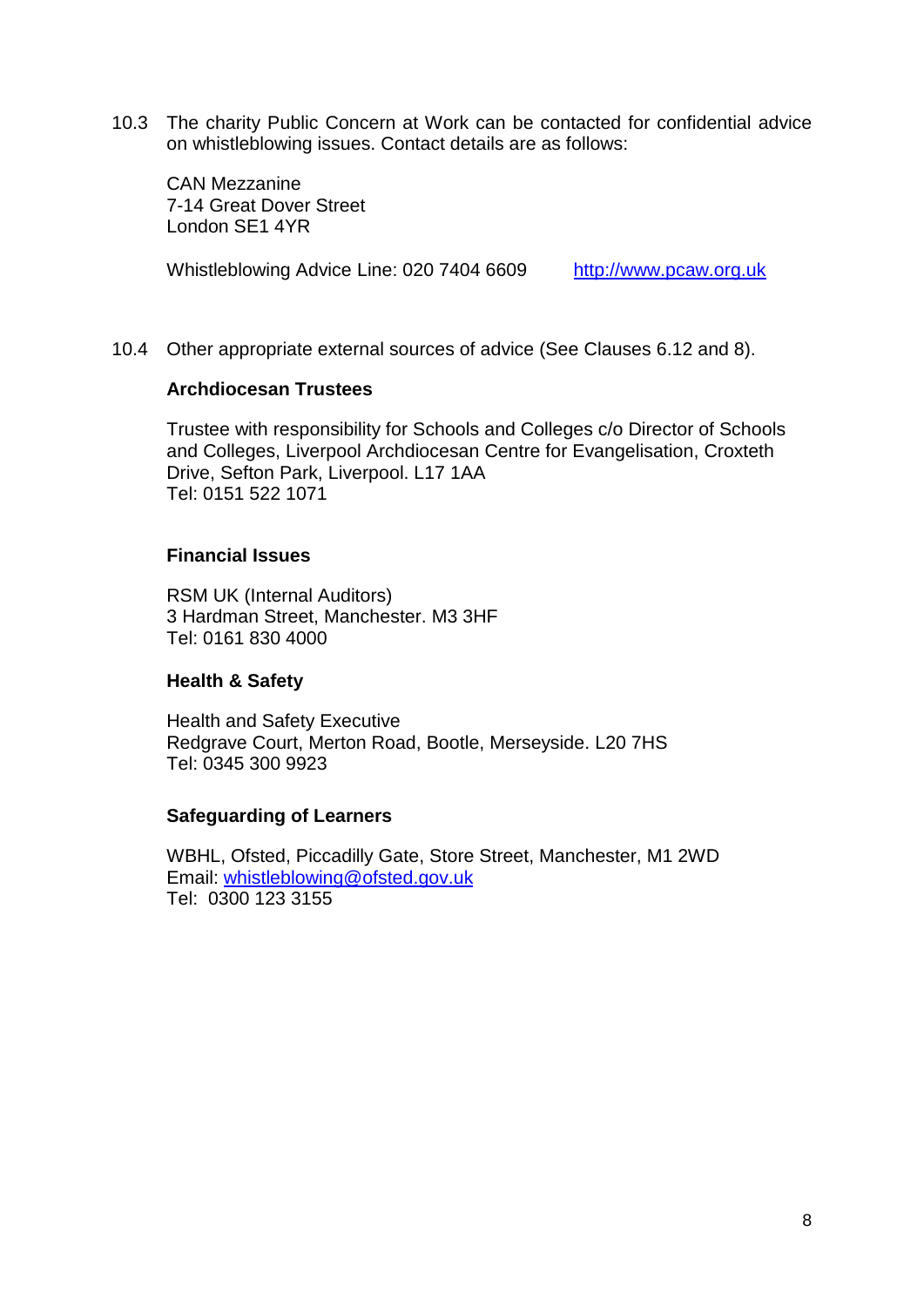10.3 The charity Public Concern at Work can be contacted for confidential advice on whistleblowing issues. Contact details are as follows:

CAN Mezzanine
7-14 Great Dover Street
London SE1 4YR

Whistleblowing Advice Line: 020 7404 6609 http://www.pcaw.org.uk

10.4 Other appropriate external sources of advice (See Clauses 6.12 and 8).

**Archdiocesan Trustees**

Trustee with responsibility for Schools and Colleges c/o Director of Schools and Colleges, Liverpool Archdiocesan Centre for Evangelisation, Croxteth Drive, Sefton Park, Liverpool. L17 1AA
Tel: 0151 522 1071

**Financial Issues**

RSM UK (Internal Auditors)
3 Hardman Street, Manchester. M3 3HF
Tel: 0161 830 4000

**Health & Safety**

Health and Safety Executive
Redgrave Court, Merton Road, Bootle, Merseyside. L20 7HS
Tel: 0345 300 9923

**Safeguarding of Learners**

WBHL, Ofsted, Piccadilly Gate, Store Street, Manchester, M1 2WD
Email: whistleblowing@ofsted.gov.uk
Tel: 0300 123 3155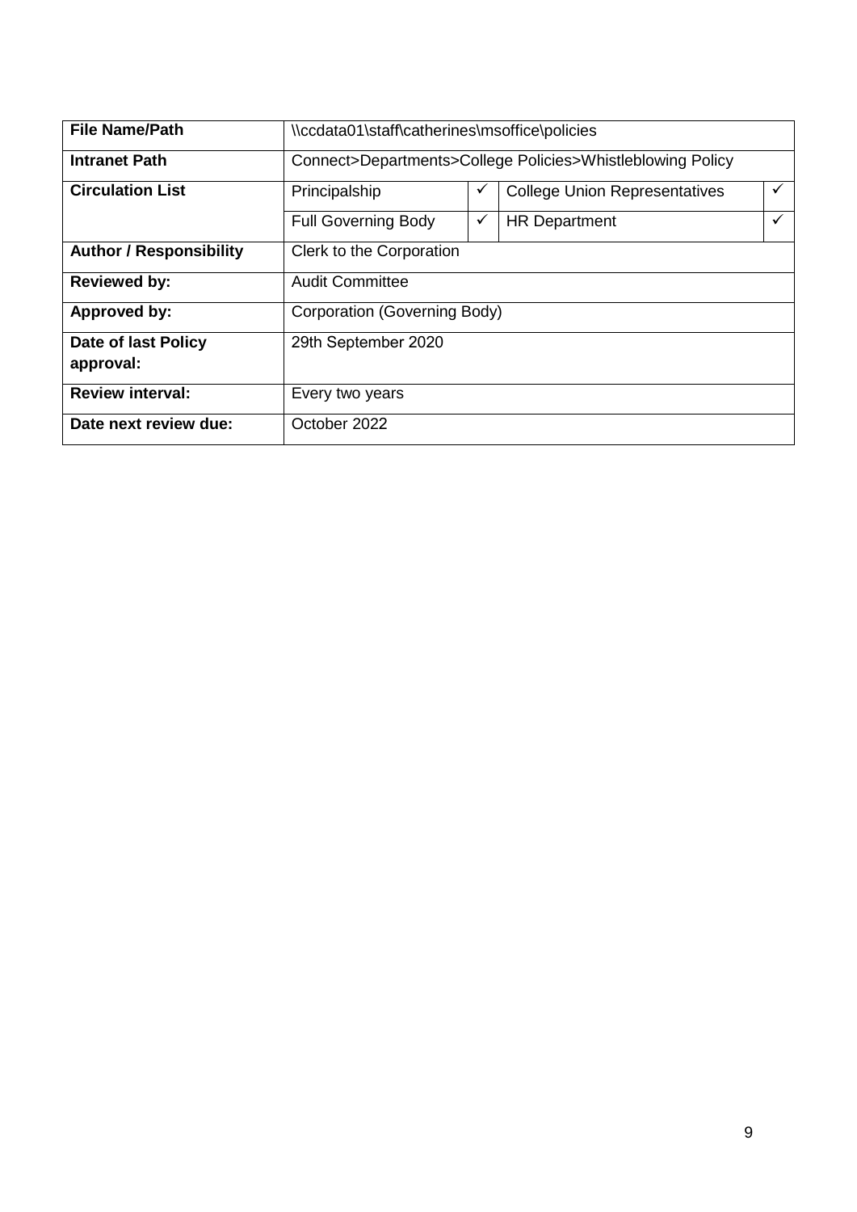| | | | | |
|---|---|---|---|---|
| **File Name/Path** | \\ccdata01\staff\catherines\msoffice\policies | | | |
| **Intranet Path** | Connect>Departments>College Policies>Whistleblowing Policy | | | |
| **Circulation List** | Principalship | ✓ | College Union Representatives | ✓ |
| | Full Governing Body | ✓ | HR Department | ✓ |
| **Author / Responsibility** | Clerk to the Corporation | | | |
| **Reviewed by:** | Audit Committee | | | |
| **Approved by:** | Corporation (Governing Body) | | | |
| **Date of last Policy approval:** | 29th September 2020 | | | |
| **Review interval:** | Every two years | | | |
| **Date next review due:** | October 2022 | | | |